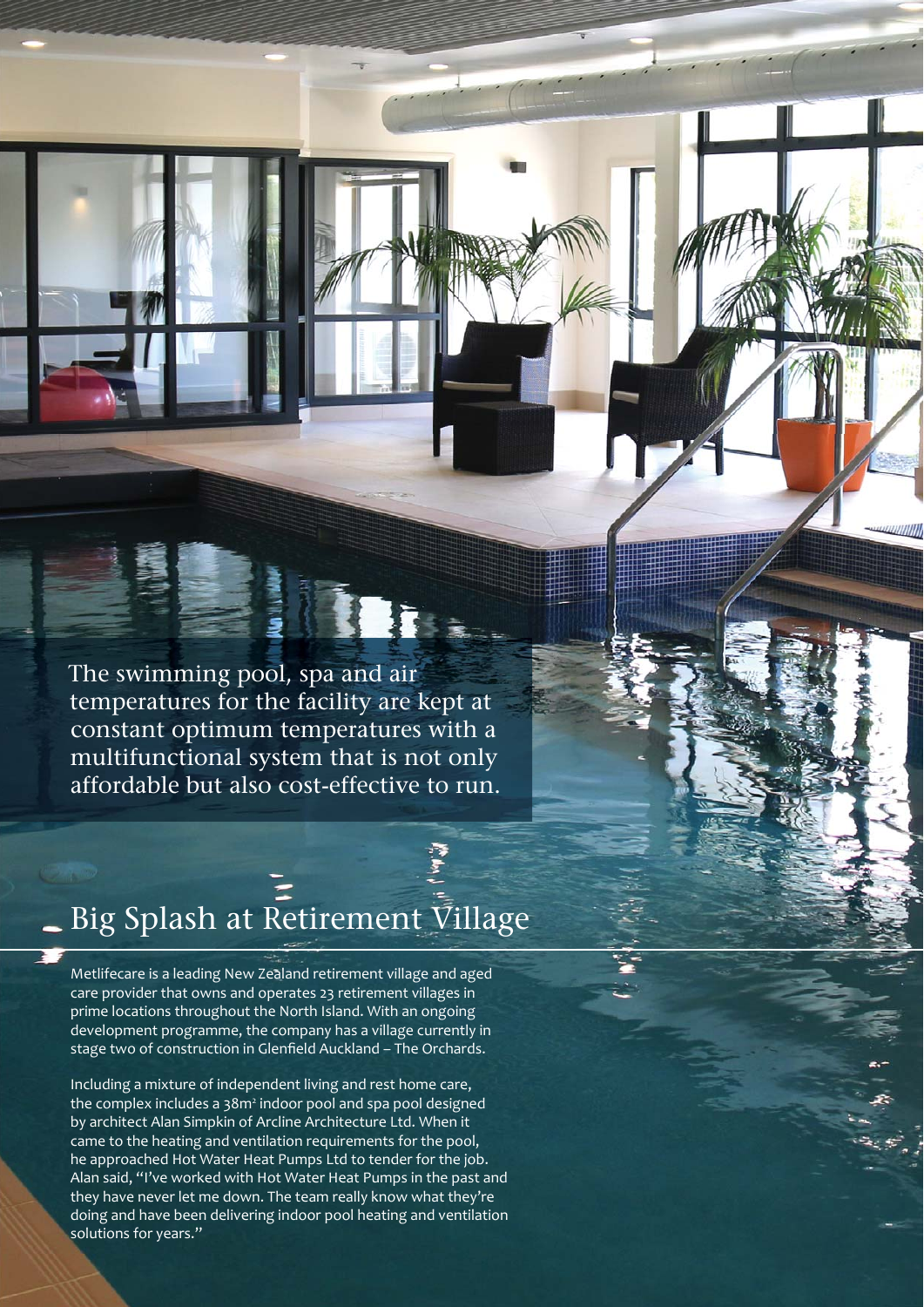The swimming pool, spa and air temperatures for the facility are kept at constant optimum temperatures with a multifunctional system that is not only affordable but also cost-effective to run.

# Big Splash at Retirement Village

Metlifecare is a leading New Zealand retirement village and aged care provider that owns and operates 23 retirement villages in prime locations throughout the North Island. With an ongoing development programme, the company has a village currently in stage two of construction in Glenfield Auckland – The Orchards.

Including a mixture of independent living and rest home care, the complex includes a 38m$^2$ indoor pool and spa pool designed by architect Alan Simpkin of Arcline Architecture Ltd. When it came to the heating and ventilation requirements for the pool, he approached Hot Water Heat Pumps Ltd to tender for the job. Alan said, "I've worked with Hot Water Heat Pumps in the past and they have never let me down. The team really know what they're doing and have been delivering indoor pool heating and ventilation solutions for years."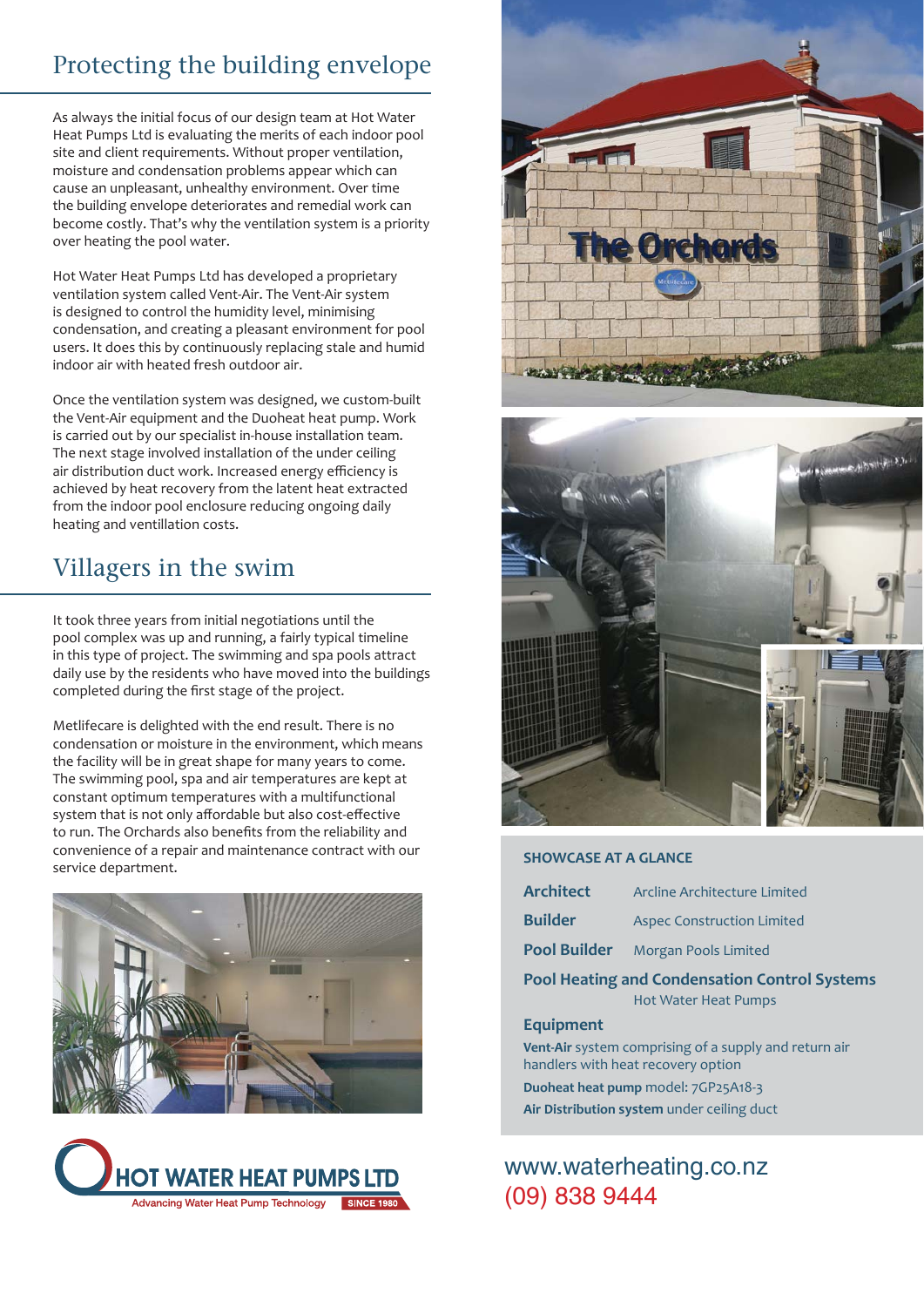## Protecting the building envelope

As always the initial focus of our design team at Hot Water Heat Pumps Ltd is evaluating the merits of each indoor pool site and client requirements. Without proper ventilation, moisture and condensation problems appear which can cause an unpleasant, unhealthy environment. Over time the building envelope deteriorates and remedial work can become costly. That's why the ventilation system is a priority over heating the pool water.

Hot Water Heat Pumps Ltd has developed a proprietary ventilation system called Vent-Air. The Vent-Air system is designed to control the humidity level, minimising condensation, and creating a pleasant environment for pool users. It does this by continuously replacing stale and humid indoor air with heated fresh outdoor air.

Once the ventilation system was designed, we custom-built the Vent-Air equipment and the Duoheat heat pump. Work is carried out by our specialist in-house installation team. The next stage involved installation of the under ceiling air distribution duct work. Increased energy efficiency is achieved by heat recovery from the latent heat extracted from the indoor pool enclosure reducing ongoing daily heating and ventillation costs.

## Villagers in the swim

It took three years from initial negotiations until the pool complex was up and running, a fairly typical timeline in this type of project. The swimming and spa pools attract daily use by the residents who have moved into the buildings completed during the first stage of the project.

Metlifecare is delighted with the end result. There is no condensation or moisture in the environment, which means the facility will be in great shape for many years to come. The swimming pool, spa and air temperatures are kept at constant optimum temperatures with a multifunctional system that is not only affordable but also cost-effective to run. The Orchards also benefits from the reliability and convenience of a repair and maintenance contract with our service department.

HOT WATER HEAT PUMPS LTD
Advancing Water Heat Pump Technology SINCE 1980

### SHOWCASE AT A GLANCE

**Architect** Arcline Architecture Limited

**Builder** Aspec Construction Limited

**Pool Builder** Morgan Pools Limited

**Pool Heating and Condensation Control Systems**
Hot Water Heat Pumps

**Equipment**

**Vent-Air** system comprising of a supply and return air handlers with heat recovery option

**Duoheat heat pump** model: 7GP25A18-3

**Air Distribution system** under ceiling duct

www.waterheating.co.nz
(09) 838 9444